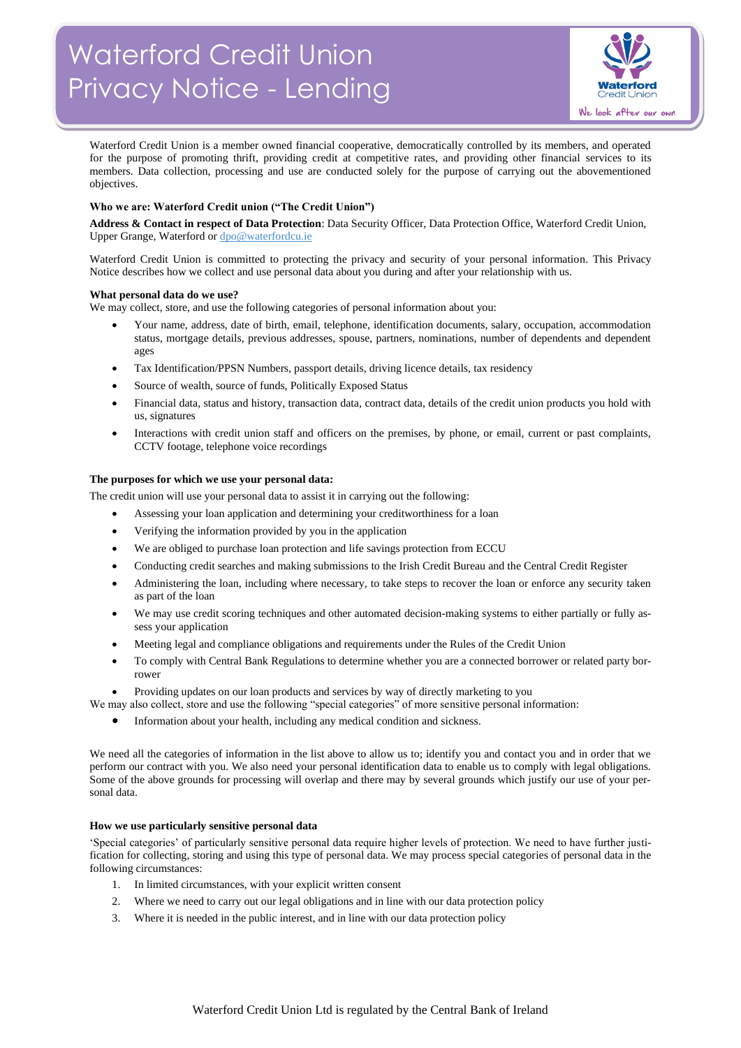# Waterford Credit Union Privacy Notice - Lending

Waterford Credit Union is a member owned financial cooperative, democratically controlled by its members, and operated for the purpose of promoting thrift, providing credit at competitive rates, and providing other financial services to its members. Data collection, processing and use are conducted solely for the purpose of carrying out the abovementioned objectives.

**Who we are: Waterford Credit union ("The Credit Union")**

**Address & Contact in respect of Data Protection**: Data Security Officer, Data Protection Office, Waterford Credit Union, Upper Grange, Waterford or dpo@waterfordcu.ie

Waterford Credit Union is committed to protecting the privacy and security of your personal information. This Privacy Notice describes how we collect and use personal data about you during and after your relationship with us.

**What personal data do we use?**

We may collect, store, and use the following categories of personal information about you:

- Your name, address, date of birth, email, telephone, identification documents, salary, occupation, accommodation status, mortgage details, previous addresses, spouse, partners, nominations, number of dependents and dependent ages
- Tax Identification/PPSN Numbers, passport details, driving licence details, tax residency
- Source of wealth, source of funds, Politically Exposed Status
- Financial data, status and history, transaction data, contract data, details of the credit union products you hold with us, signatures
- Interactions with credit union staff and officers on the premises, by phone, or email, current or past complaints, CCTV footage, telephone voice recordings

**The purposes for which we use your personal data:**

The credit union will use your personal data to assist it in carrying out the following:

- Assessing your loan application and determining your creditworthiness for a loan
- Verifying the information provided by you in the application
- We are obliged to purchase loan protection and life savings protection from ECCU
- Conducting credit searches and making submissions to the Irish Credit Bureau and the Central Credit Register
- Administering the loan, including where necessary, to take steps to recover the loan or enforce any security taken as part of the loan
- We may use credit scoring techniques and other automated decision-making systems to either partially or fully assess your application
- Meeting legal and compliance obligations and requirements under the Rules of the Credit Union
- To comply with Central Bank Regulations to determine whether you are a connected borrower or related party borrower
- Providing updates on our loan products and services by way of directly marketing to you

We may also collect, store and use the following "special categories" of more sensitive personal information:

- Information about your health, including any medical condition and sickness.

We need all the categories of information in the list above to allow us to; identify you and contact you and in order that we perform our contract with you. We also need your personal identification data to enable us to comply with legal obligations. Some of the above grounds for processing will overlap and there may by several grounds which justify our use of your personal data.

**How we use particularly sensitive personal data**

'Special categories' of particularly sensitive personal data require higher levels of protection. We need to have further justification for collecting, storing and using this type of personal data. We may process special categories of personal data in the following circumstances:

1. In limited circumstances, with your explicit written consent
2. Where we need to carry out our legal obligations and in line with our data protection policy
3. Where it is needed in the public interest, and in line with our data protection policy

Waterford Credit Union Ltd is regulated by the Central Bank of Ireland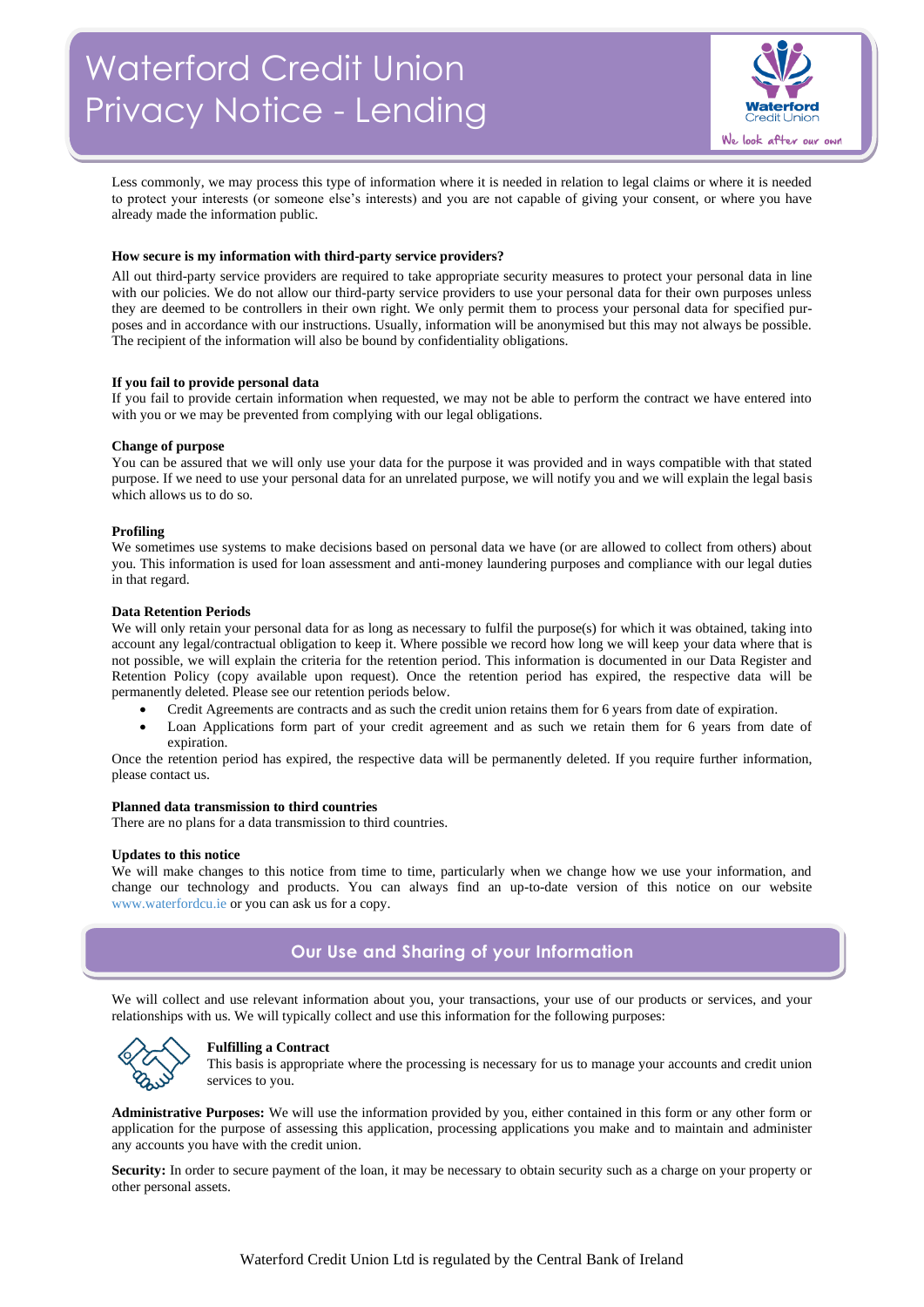Less commonly, we may process this type of information where it is needed in relation to legal claims or where it is needed to protect your interests (or someone else's interests) and you are not capable of giving your consent, or where you have already made the information public.

**How secure is my information with third-party service providers?**

All out third-party service providers are required to take appropriate security measures to protect your personal data in line with our policies. We do not allow our third-party service providers to use your personal data for their own purposes unless they are deemed to be controllers in their own right. We only permit them to process your personal data for specified purposes and in accordance with our instructions. Usually, information will be anonymised but this may not always be possible. The recipient of the information will also be bound by confidentiality obligations.

**If you fail to provide personal data**

If you fail to provide certain information when requested, we may not be able to perform the contract we have entered into with you or we may be prevented from complying with our legal obligations.

**Change of purpose**

You can be assured that we will only use your data for the purpose it was provided and in ways compatible with that stated purpose. If we need to use your personal data for an unrelated purpose, we will notify you and we will explain the legal basis which allows us to do so.

**Profiling**

We sometimes use systems to make decisions based on personal data we have (or are allowed to collect from others) about you. This information is used for loan assessment and anti-money laundering purposes and compliance with our legal duties in that regard.

**Data Retention Periods**

We will only retain your personal data for as long as necessary to fulfil the purpose(s) for which it was obtained, taking into account any legal/contractual obligation to keep it. Where possible we record how long we will keep your data where that is not possible, we will explain the criteria for the retention period. This information is documented in our Data Register and Retention Policy (copy available upon request). Once the retention period has expired, the respective data will be permanently deleted. Please see our retention periods below.

- Credit Agreements are contracts and as such the credit union retains them for 6 years from date of expiration.
- Loan Applications form part of your credit agreement and as such we retain them for 6 years from date of expiration.

Once the retention period has expired, the respective data will be permanently deleted. If you require further information, please contact us.

**Planned data transmission to third countries**

There are no plans for a data transmission to third countries.

**Updates to this notice**

We will make changes to this notice from time to time, particularly when we change how we use your information, and change our technology and products. You can always find an up-to-date version of this notice on our website www.waterfordcu.ie or you can ask us for a copy.

## Our Use and Sharing of your Information

We will collect and use relevant information about you, your transactions, your use of our products or services, and your relationships with us. We will typically collect and use this information for the following purposes:

**Fulfilling a Contract**

This basis is appropriate where the processing is necessary for us to manage your accounts and credit union services to you.

**Administrative Purposes:** We will use the information provided by you, either contained in this form or any other form or application for the purpose of assessing this application, processing applications you make and to maintain and administer any accounts you have with the credit union.

**Security:** In order to secure payment of the loan, it may be necessary to obtain security such as a charge on your property or other personal assets.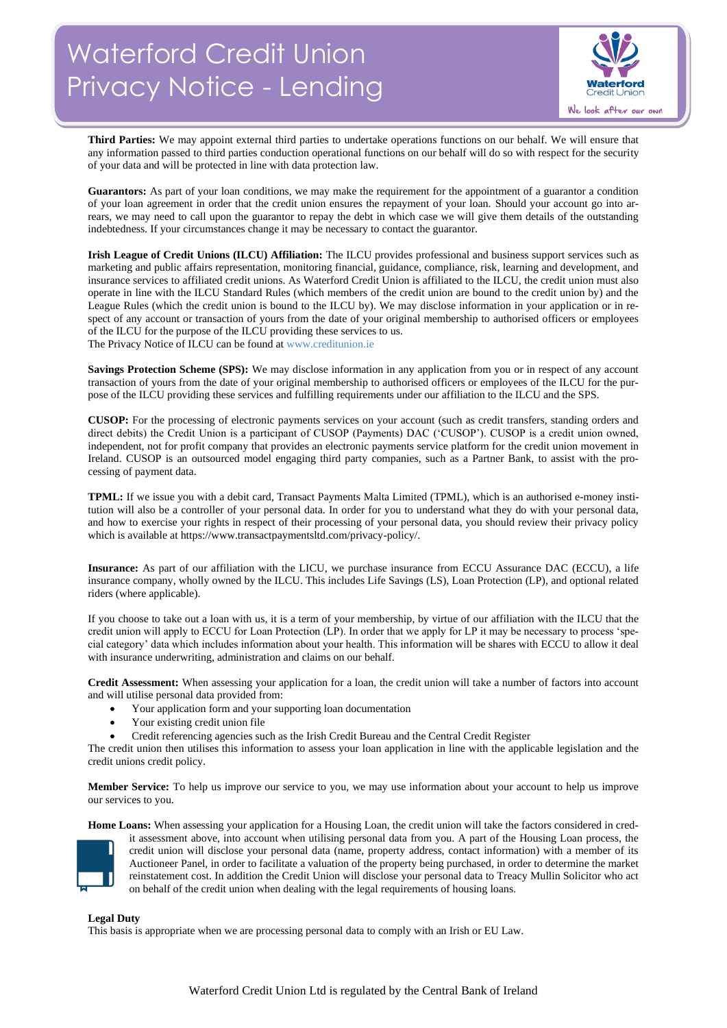**Third Parties:** We may appoint external third parties to undertake operations functions on our behalf. We will ensure that any information passed to third parties conduction operational functions on our behalf will do so with respect for the security of your data and will be protected in line with data protection law.

**Guarantors:** As part of your loan conditions, we may make the requirement for the appointment of a guarantor a condition of your loan agreement in order that the credit union ensures the repayment of your loan. Should your account go into arrears, we may need to call upon the guarantor to repay the debt in which case we will give them details of the outstanding indebtedness. If your circumstances change it may be necessary to contact the guarantor.

**Irish League of Credit Unions (ILCU) Affiliation:** The ILCU provides professional and business support services such as marketing and public affairs representation, monitoring financial, guidance, compliance, risk, learning and development, and insurance services to affiliated credit unions. As Waterford Credit Union is affiliated to the ILCU, the credit union must also operate in line with the ILCU Standard Rules (which members of the credit union are bound to the credit union by) and the League Rules (which the credit union is bound to the ILCU by). We may disclose information in your application or in respect of any account or transaction of yours from the date of your original membership to authorised officers or employees of the ILCU for the purpose of the ILCU providing these services to us.
The Privacy Notice of ILCU can be found at www.creditunion.ie

**Savings Protection Scheme (SPS):** We may disclose information in any application from you or in respect of any account transaction of yours from the date of your original membership to authorised officers or employees of the ILCU for the purpose of the ILCU providing these services and fulfilling requirements under our affiliation to the ILCU and the SPS.

**CUSOP:** For the processing of electronic payments services on your account (such as credit transfers, standing orders and direct debits) the Credit Union is a participant of CUSOP (Payments) DAC ('CUSOP'). CUSOP is a credit union owned, independent, not for profit company that provides an electronic payments service platform for the credit union movement in Ireland. CUSOP is an outsourced model engaging third party companies, such as a Partner Bank, to assist with the processing of payment data.

**TPML:** If we issue you with a debit card, Transact Payments Malta Limited (TPML), which is an authorised e-money institution will also be a controller of your personal data. In order for you to understand what they do with your personal data, and how to exercise your rights in respect of their processing of your personal data, you should review their privacy policy which is available at https://www.transactpaymentsltd.com/privacy-policy/.

**Insurance:** As part of our affiliation with the LICU, we purchase insurance from ECCU Assurance DAC (ECCU), a life insurance company, wholly owned by the ILCU. This includes Life Savings (LS), Loan Protection (LP), and optional related riders (where applicable).

If you choose to take out a loan with us, it is a term of your membership, by virtue of our affiliation with the ILCU that the credit union will apply to ECCU for Loan Protection (LP). In order that we apply for LP it may be necessary to process 'special category' data which includes information about your health. This information will be shares with ECCU to allow it deal with insurance underwriting, administration and claims on our behalf.

**Credit Assessment:** When assessing your application for a loan, the credit union will take a number of factors into account and will utilise personal data provided from:

- Your application form and your supporting loan documentation
- Your existing credit union file
- Credit referencing agencies such as the Irish Credit Bureau and the Central Credit Register

The credit union then utilises this information to assess your loan application in line with the applicable legislation and the credit unions credit policy.

**Member Service:** To help us improve our service to you, we may use information about your account to help us improve our services to you.

**Home Loans:** When assessing your application for a Housing Loan, the credit union will take the factors considered in credit assessment above, into account when utilising personal data from you. A part of the Housing Loan process, the credit union will disclose your personal data (name, property address, contact information) with a member of its Auctioneer Panel, in order to facilitate a valuation of the property being purchased, in order to determine the market reinstatement cost. In addition the Credit Union will disclose your personal data to Treacy Mullin Solicitor who act on behalf of the credit union when dealing with the legal requirements of housing loans.

**Legal Duty**
This basis is appropriate when we are processing personal data to comply with an Irish or EU Law.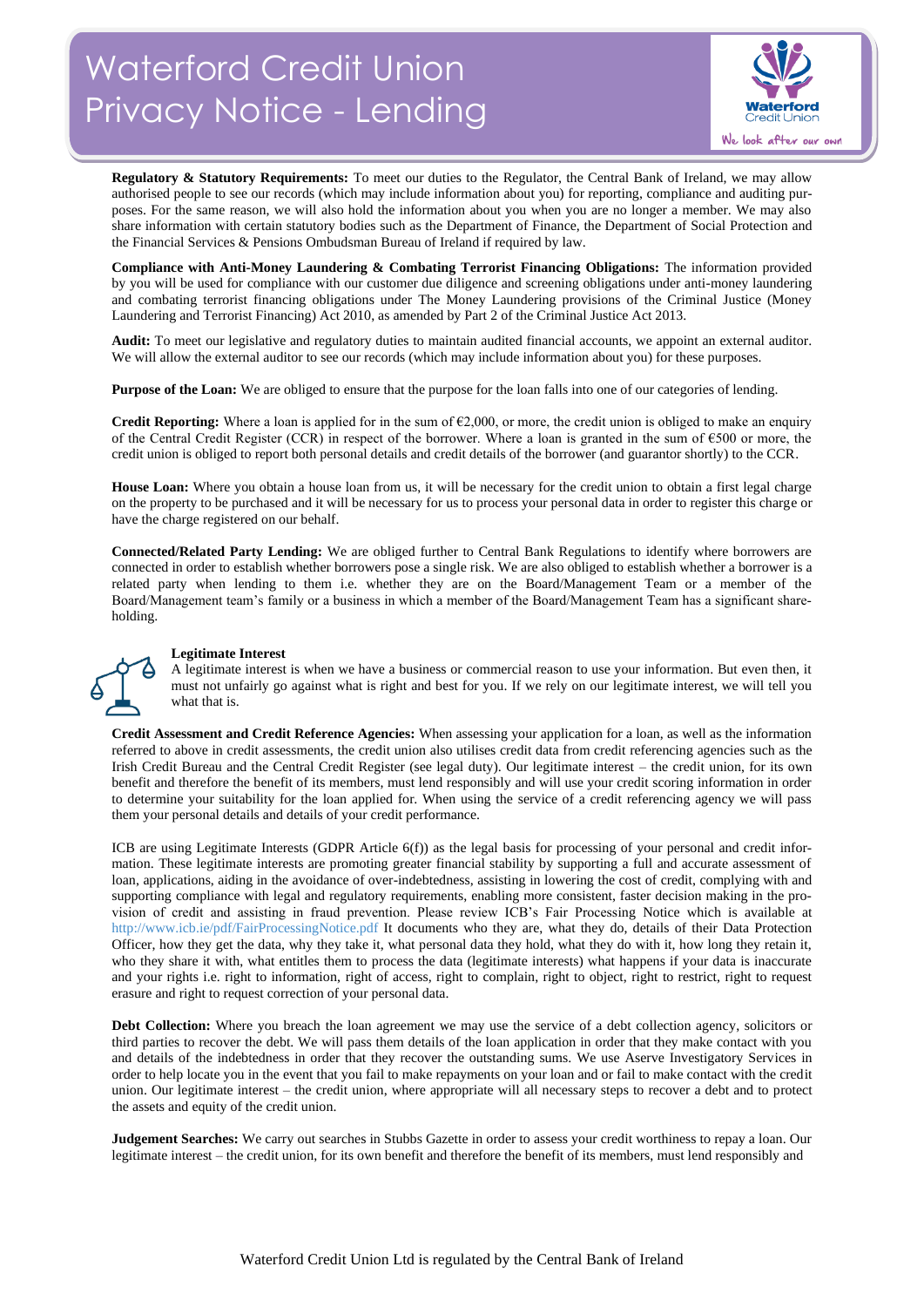# Waterford Credit Union Privacy Notice - Lending

**Regulatory & Statutory Requirements:** To meet our duties to the Regulator, the Central Bank of Ireland, we may allow authorised people to see our records (which may include information about you) for reporting, compliance and auditing purposes. For the same reason, we will also hold the information about you when you are no longer a member. We may also share information with certain statutory bodies such as the Department of Finance, the Department of Social Protection and the Financial Services & Pensions Ombudsman Bureau of Ireland if required by law.

**Compliance with Anti-Money Laundering & Combating Terrorist Financing Obligations:** The information provided by you will be used for compliance with our customer due diligence and screening obligations under anti-money laundering and combating terrorist financing obligations under The Money Laundering provisions of the Criminal Justice (Money Laundering and Terrorist Financing) Act 2010, as amended by Part 2 of the Criminal Justice Act 2013.

**Audit:** To meet our legislative and regulatory duties to maintain audited financial accounts, we appoint an external auditor. We will allow the external auditor to see our records (which may include information about you) for these purposes.

**Purpose of the Loan:** We are obliged to ensure that the purpose for the loan falls into one of our categories of lending.

**Credit Reporting:** Where a loan is applied for in the sum of €2,000, or more, the credit union is obliged to make an enquiry of the Central Credit Register (CCR) in respect of the borrower. Where a loan is granted in the sum of €500 or more, the credit union is obliged to report both personal details and credit details of the borrower (and guarantor shortly) to the CCR.

**House Loan:** Where you obtain a house loan from us, it will be necessary for the credit union to obtain a first legal charge on the property to be purchased and it will be necessary for us to process your personal data in order to register this charge or have the charge registered on our behalf.

**Connected/Related Party Lending:** We are obliged further to Central Bank Regulations to identify where borrowers are connected in order to establish whether borrowers pose a single risk. We are also obliged to establish whether a borrower is a related party when lending to them i.e. whether they are on the Board/Management Team or a member of the Board/Management team's family or a business in which a member of the Board/Management Team has a significant shareholding.

**Legitimate Interest**

A legitimate interest is when we have a business or commercial reason to use your information. But even then, it must not unfairly go against what is right and best for you. If we rely on our legitimate interest, we will tell you what that is.

**Credit Assessment and Credit Reference Agencies:** When assessing your application for a loan, as well as the information referred to above in credit assessments, the credit union also utilises credit data from credit referencing agencies such as the Irish Credit Bureau and the Central Credit Register (see legal duty). Our legitimate interest – the credit union, for its own benefit and therefore the benefit of its members, must lend responsibly and will use your credit scoring information in order to determine your suitability for the loan applied for. When using the service of a credit referencing agency we will pass them your personal details and details of your credit performance.

ICB are using Legitimate Interests (GDPR Article 6(f)) as the legal basis for processing of your personal and credit information. These legitimate interests are promoting greater financial stability by supporting a full and accurate assessment of loan, applications, aiding in the avoidance of over-indebtedness, assisting in lowering the cost of credit, complying with and supporting compliance with legal and regulatory requirements, enabling more consistent, faster decision making in the provision of credit and assisting in fraud prevention. Please review ICB's Fair Processing Notice which is available at http://www.icb.ie/pdf/FairProcessingNotice.pdf It documents who they are, what they do, details of their Data Protection Officer, how they get the data, why they take it, what personal data they hold, what they do with it, how long they retain it, who they share it with, what entitles them to process the data (legitimate interests) what happens if your data is inaccurate and your rights i.e. right to information, right of access, right to complain, right to object, right to restrict, right to request erasure and right to request correction of your personal data.

**Debt Collection:** Where you breach the loan agreement we may use the service of a debt collection agency, solicitors or third parties to recover the debt. We will pass them details of the loan application in order that they make contact with you and details of the indebtedness in order that they recover the outstanding sums. We use Aserve Investigatory Services in order to help locate you in the event that you fail to make repayments on your loan and or fail to make contact with the credit union. Our legitimate interest – the credit union, where appropriate will all necessary steps to recover a debt and to protect the assets and equity of the credit union.

**Judgement Searches:** We carry out searches in Stubbs Gazette in order to assess your credit worthiness to repay a loan. Our legitimate interest – the credit union, for its own benefit and therefore the benefit of its members, must lend responsibly and

Waterford Credit Union Ltd is regulated by the Central Bank of Ireland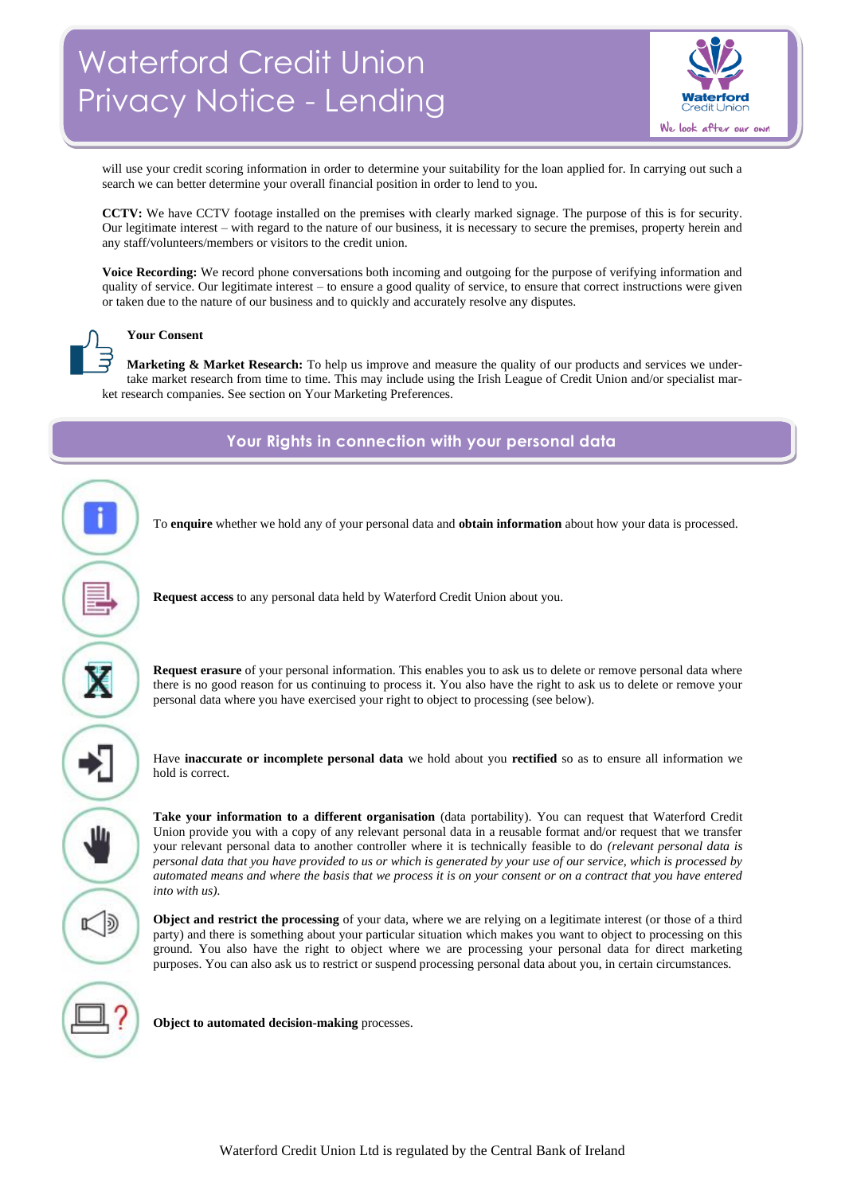# Waterford Credit Union Privacy Notice - Lending

will use your credit scoring information in order to determine your suitability for the loan applied for. In carrying out such a search we can better determine your overall financial position in order to lend to you.

**CCTV:** We have CCTV footage installed on the premises with clearly marked signage. The purpose of this is for security. Our legitimate interest – with regard to the nature of our business, it is necessary to secure the premises, property herein and any staff/volunteers/members or visitors to the credit union.

**Voice Recording:** We record phone conversations both incoming and outgoing for the purpose of verifying information and quality of service. Our legitimate interest – to ensure a good quality of service, to ensure that correct instructions were given or taken due to the nature of our business and to quickly and accurately resolve any disputes.

**Your Consent**

**Marketing & Market Research:** To help us improve and measure the quality of our products and services we undertake market research from time to time. This may include using the Irish League of Credit Union and/or specialist market research companies. See section on Your Marketing Preferences.

## Your Rights in connection with your personal data

To **enquire** whether we hold any of your personal data and **obtain information** about how your data is processed.

**Request access** to any personal data held by Waterford Credit Union about you.

**Request erasure** of your personal information. This enables you to ask us to delete or remove personal data where there is no good reason for us continuing to process it. You also have the right to ask us to delete or remove your personal data where you have exercised your right to object to processing (see below).

Have **inaccurate or incomplete personal data** we hold about you **rectified** so as to ensure all information we hold is correct.

**Take your information to a different organisation** (data portability). You can request that Waterford Credit Union provide you with a copy of any relevant personal data in a reusable format and/or request that we transfer your relevant personal data to another controller where it is technically feasible to do *(relevant personal data is personal data that you have provided to us or which is generated by your use of our service, which is processed by automated means and where the basis that we process it is on your consent or on a contract that you have entered into with us).*

**Object and restrict the processing** of your data, where we are relying on a legitimate interest (or those of a third party) and there is something about your particular situation which makes you want to object to processing on this ground. You also have the right to object where we are processing your personal data for direct marketing purposes. You can also ask us to restrict or suspend processing personal data about you, in certain circumstances.

**Object to automated decision-making** processes.

Waterford Credit Union Ltd is regulated by the Central Bank of Ireland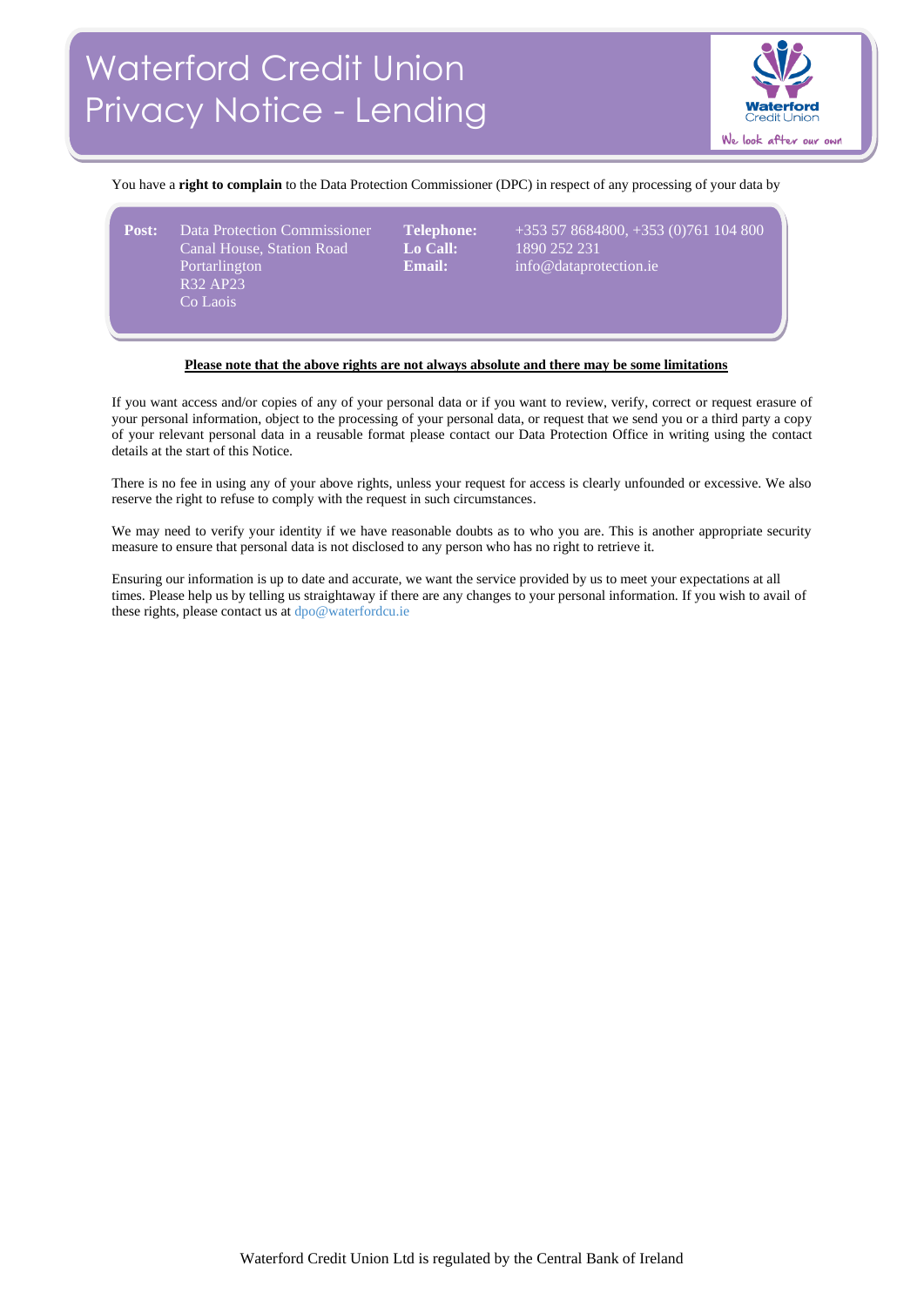You have a **right to complain** to the Data Protection Commissioner (DPC) in respect of any processing of your data by

| | | | |
|---|---|---|---|
| **Post:** | Data Protection Commissioner<br>Canal House, Station Road<br>Portarlington<br>R32 AP23<br>Co Laois | **Telephone:**<br>**Lo Call:**<br>**Email:** | +353 57 8684800, +353 (0)761 104 800<br>1890 252 231<br>info@dataprotection.ie |

**Please note that the above rights are not always absolute and there may be some limitations**

If you want access and/or copies of any of your personal data or if you want to review, verify, correct or request erasure of your personal information, object to the processing of your personal data, or request that we send you or a third party a copy of your relevant personal data in a reusable format please contact our Data Protection Office in writing using the contact details at the start of this Notice.

There is no fee in using any of your above rights, unless your request for access is clearly unfounded or excessive. We also reserve the right to refuse to comply with the request in such circumstances.

We may need to verify your identity if we have reasonable doubts as to who you are. This is another appropriate security measure to ensure that personal data is not disclosed to any person who has no right to retrieve it.

Ensuring our information is up to date and accurate, we want the service provided by us to meet your expectations at all times. Please help us by telling us straightaway if there are any changes to your personal information. If you wish to avail of these rights, please contact us at dpo@waterfordcu.ie